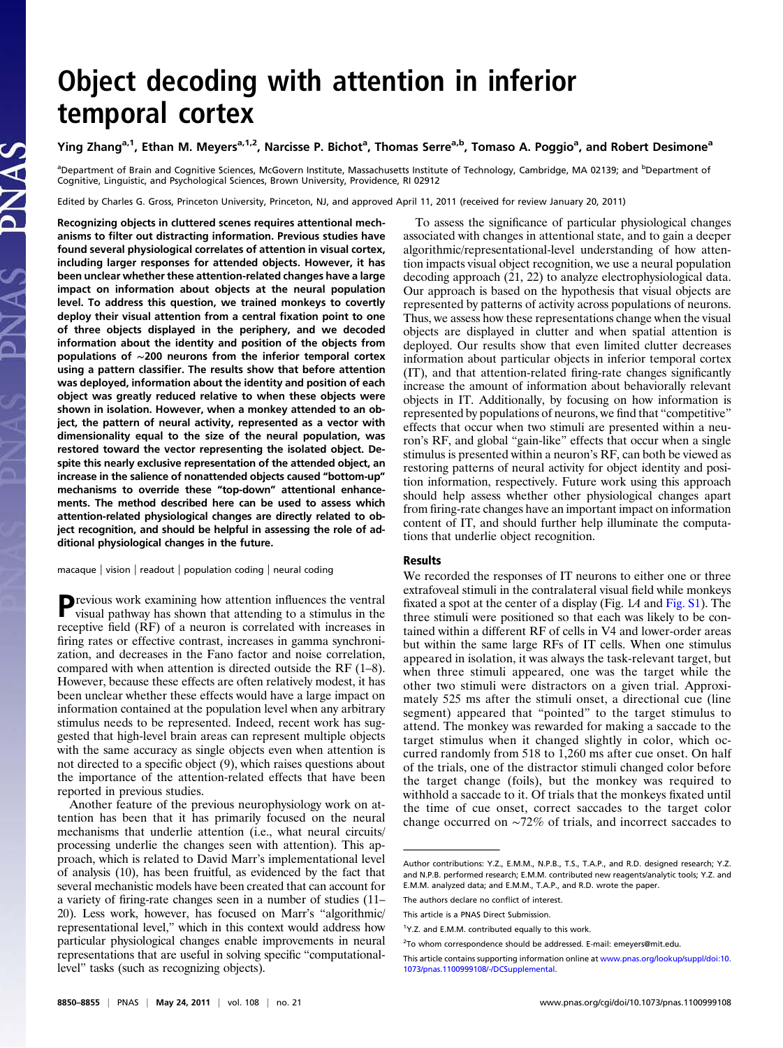# Object decoding with attention in inferior temporal cortex

**Ying Zhang[a,1], Ethan M. Meyers[a,1,2], Narcisse P. Bichot[a], Thomas Serre[a,b], Tomaso A. Poggio[a], and Robert Desimone[a]**

[a]Department of Brain and Cognitive Sciences, McGovern Institute, Massachusetts Institute of Technology, Cambridge, MA 02139; and [b]Department of Cognitive, Linguistic, and Psychological Sciences, Brown University, Providence, RI 02912

Edited by Charles G. Gross, Princeton University, Princeton, NJ, and approved April 11, 2011 (received for review January 20, 2011)

**Recognizing objects in cluttered scenes requires attentional mechanisms to filter out distracting information. Previous studies have found several physiological correlates of attention in visual cortex, including larger responses for attended objects. However, it has been unclear whether these attention-related changes have a large impact on information about objects at the neural population level. To address this question, we trained monkeys to covertly deploy their visual attention from a central fixation point to one of three objects displayed in the periphery, and we decoded information about the identity and position of the objects from populations of ∼200 neurons from the inferior temporal cortex using a pattern classifier. The results show that before attention was deployed, information about the identity and position of each object was greatly reduced relative to when these objects were shown in isolation. However, when a monkey attended to an object, the pattern of neural activity, represented as a vector with dimensionality equal to the size of the neural population, was restored toward the vector representing the isolated object. Despite this nearly exclusive representation of the attended object, an increase in the salience of nonattended objects caused "bottom-up" mechanisms to override these "top-down" attentional enhancements. The method described here can be used to assess which attention-related physiological changes are directly related to object recognition, and should be helpful in assessing the role of additional physiological changes in the future.**

macaque | vision | readout | population coding | neural coding

Previous work examining how attention influences the ventral visual pathway has shown that attending to a stimulus in the receptive field (RF) of a neuron is correlated with increases in firing rates or effective contrast, increases in gamma synchronization, and decreases in the Fano factor and noise correlation, compared with when attention is directed outside the RF (1–8). However, because these effects are often relatively modest, it has been unclear whether these effects would have a large impact on information contained at the population level when any arbitrary stimulus needs to be represented. Indeed, recent work has suggested that high-level brain areas can represent multiple objects with the same accuracy as single objects even when attention is not directed to a specific object (9), which raises questions about the importance of the attention-related effects that have been reported in previous studies.

Another feature of the previous neurophysiology work on attention has been that it has primarily focused on the neural mechanisms that underlie attention (i.e., what neural circuits/processing underlie the changes seen with attention). This approach, which is related to David Marr's implementational level of analysis (10), has been fruitful, as evidenced by the fact that several mechanistic models have been created that can account for a variety of firing-rate changes seen in a number of studies (11–20). Less work, however, has focused on Marr's "algorithmic/representational level," which in this context would address how particular physiological changes enable improvements in neural representations that are useful in solving specific "computational-level" tasks (such as recognizing objects).

To assess the significance of particular physiological changes associated with changes in attentional state, and to gain a deeper algorithmic/representational-level understanding of how attention impacts visual object recognition, we use a neural population decoding approach (21, 22) to analyze electrophysiological data. Our approach is based on the hypothesis that visual objects are represented by patterns of activity across populations of neurons. Thus, we assess how these representations change when the visual objects are displayed in clutter and when spatial attention is deployed. Our results show that even limited clutter decreases information about particular objects in inferior temporal cortex (IT), and that attention-related firing-rate changes significantly increase the amount of information about behaviorally relevant objects in IT. Additionally, by focusing on how information is represented by populations of neurons, we find that "competitive" effects that occur when two stimuli are presented within a neuron's RF, and global "gain-like" effects that occur when a single stimulus is presented within a neuron's RF, can both be viewed as restoring patterns of neural activity for object identity and position information, respectively. Future work using this approach should help assess whether other physiological changes apart from firing-rate changes have an important impact on information content of IT, and should further help illuminate the computations that underlie object recognition.

## Results

We recorded the responses of IT neurons to either one or three extrafoveal stimuli in the contralateral visual field while monkeys fixated a spot at the center of a display (Fig. 1A and Fig. S1). The three stimuli were positioned so that each was likely to be contained within a different RF of cells in V4 and lower-order areas but within the same large RFs of IT cells. When one stimulus appeared in isolation, it was always the task-relevant target, but when three stimuli appeared, one was the target while the other two stimuli were distractors on a given trial. Approximately 525 ms after the stimuli onset, a directional cue (line segment) appeared that "pointed" to the target stimulus to attend. The monkey was rewarded for making a saccade to the target stimulus when it changed slightly in color, which occurred randomly from 518 to 1,260 ms after cue onset. On half of the trials, one of the distractor stimuli changed color before the target change (foils), but the monkey was required to withhold a saccade to it. Of trials that the monkeys fixated until the time of cue onset, correct saccades to the target color change occurred on ∼72% of trials, and incorrect saccades to

Author contributions: Y.Z., E.M.M., N.P.B., T.S., T.A.P., and R.D. designed research; Y.Z. and N.P.B. performed research; E.M.M. contributed new reagents/analytic tools; Y.Z. and E.M.M. analyzed data; and E.M.M., T.A.P., and R.D. wrote the paper.

The authors declare no conflict of interest.

This article is a PNAS Direct Submission.

[1]Y.Z. and E.M.M. contributed equally to this work.

[2]To whom correspondence should be addressed. E-mail: emeyers@mit.edu.

This article contains supporting information online at www.pnas.org/lookup/suppl/doi:10.1073/pnas.1100999108/-/DCSupplemental.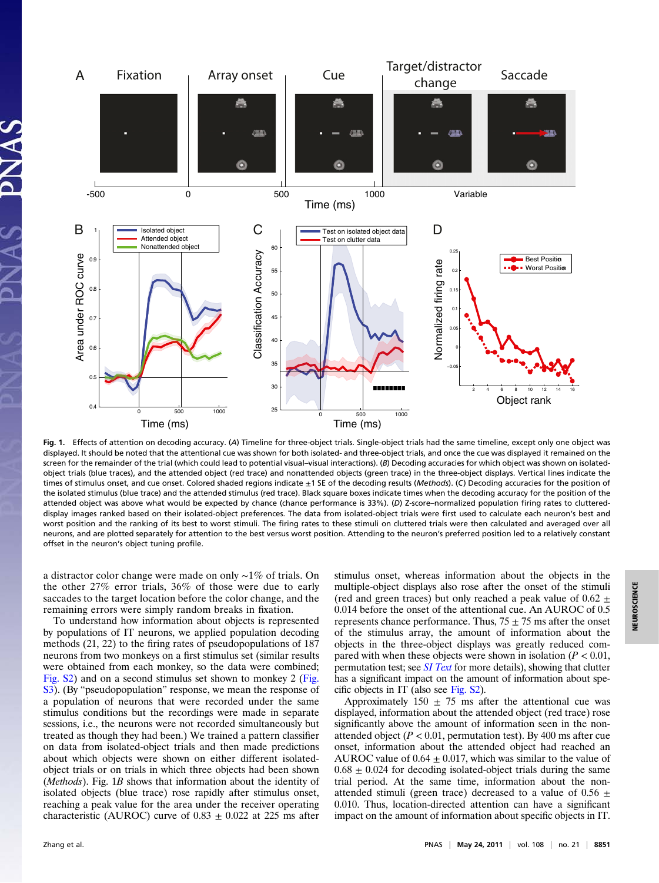**Fig. 1.** Effects of attention on decoding accuracy. (*A*) Timeline for three-object trials. Single-object trials had the same timeline, except only one object was displayed. It should be noted that the attentional cue was shown for both isolated- and three-object trials, and once the cue was displayed it remained on the screen for the remainder of the trial (which could lead to potential visual–visual interactions). (*B*) Decoding accuracies for which object was shown on isolated-object trials (blue traces), and the attended object (red trace) and nonattended objects (green trace) in the three-object displays. Vertical lines indicate the times of stimulus onset, and cue onset. Colored shaded regions indicate ±1 SE of the decoding results (*Methods*). (*C*) Decoding accuracies for the position of the isolated stimulus (blue trace) and the attended stimulus (red trace). Black square boxes indicate times when the decoding accuracy for the position of the attended object was above what would be expected by chance (chance performance is 33%). (*D*) Z-score–normalized population firing rates to cluttered-display images ranked based on their isolated-object preferences. The data from isolated-object trials were first used to calculate each neuron's best and worst position and the ranking of its best to worst stimuli. The firing rates to these stimuli on cluttered trials were then calculated and averaged over all neurons, and are plotted separately for attention to the best versus worst position. Attending to the neuron's preferred position led to a relatively constant offset in the neuron's object tuning profile.

a distractor color change were made on only ~1% of trials. On the other 27% error trials, 36% of those were due to early saccades to the target location before the color change, and the remaining errors were simply random breaks in fixation.

To understand how information about objects is represented by populations of IT neurons, we applied population decoding methods (21, 22) to the firing rates of pseudopopulations of 187 neurons from two monkeys on a first stimulus set (similar results were obtained from each monkey, so the data were combined; Fig. S2) and on a second stimulus set shown to monkey 2 (Fig. S3). (By "pseudopopulation" response, we mean the response of a population of neurons that were recorded under the same stimulus conditions but the recordings were made in separate sessions, i.e., the neurons were not recorded simultaneously but treated as though they had been.) We trained a pattern classifier on data from isolated-object trials and then made predictions about which objects were shown on either different isolated-object trials or on trials in which three objects had been shown (*Methods*). Fig. 1*B* shows that information about the identity of isolated objects (blue trace) rose rapidly after stimulus onset, reaching a peak value for the area under the receiver operating characteristic (AUROC) curve of 0.83 ± 0.022 at 225 ms after stimulus onset, whereas information about the objects in the multiple-object displays also rose after the onset of the stimuli (red and green traces) but only reached a peak value of 0.62 ± 0.014 before the onset of the attentional cue. An AUROC of 0.5 represents chance performance. Thus, 75 ± 75 ms after the onset of the stimulus array, the amount of information about the objects in the three-object displays was greatly reduced compared with when these objects were shown in isolation ($P < 0.01$, permutation test; see *SI Text* for more details), showing that clutter has a significant impact on the amount of information about specific objects in IT (also see Fig. S2).

Approximately 150 ± 75 ms after the attentional cue was displayed, information about the attended object (red trace) rose significantly above the amount of information seen in the nonattended object ($P < 0.01$, permutation test). By 400 ms after cue onset, information about the attended object had reached an AUROC value of 0.64 ± 0.017, which was similar to the value of 0.68 ± 0.024 for decoding isolated-object trials during the same trial period. At the same time, information about the nonattended stimuli (green trace) decreased to a value of 0.56 ± 0.010. Thus, location-directed attention can have a significant impact on the amount of information about specific objects in IT.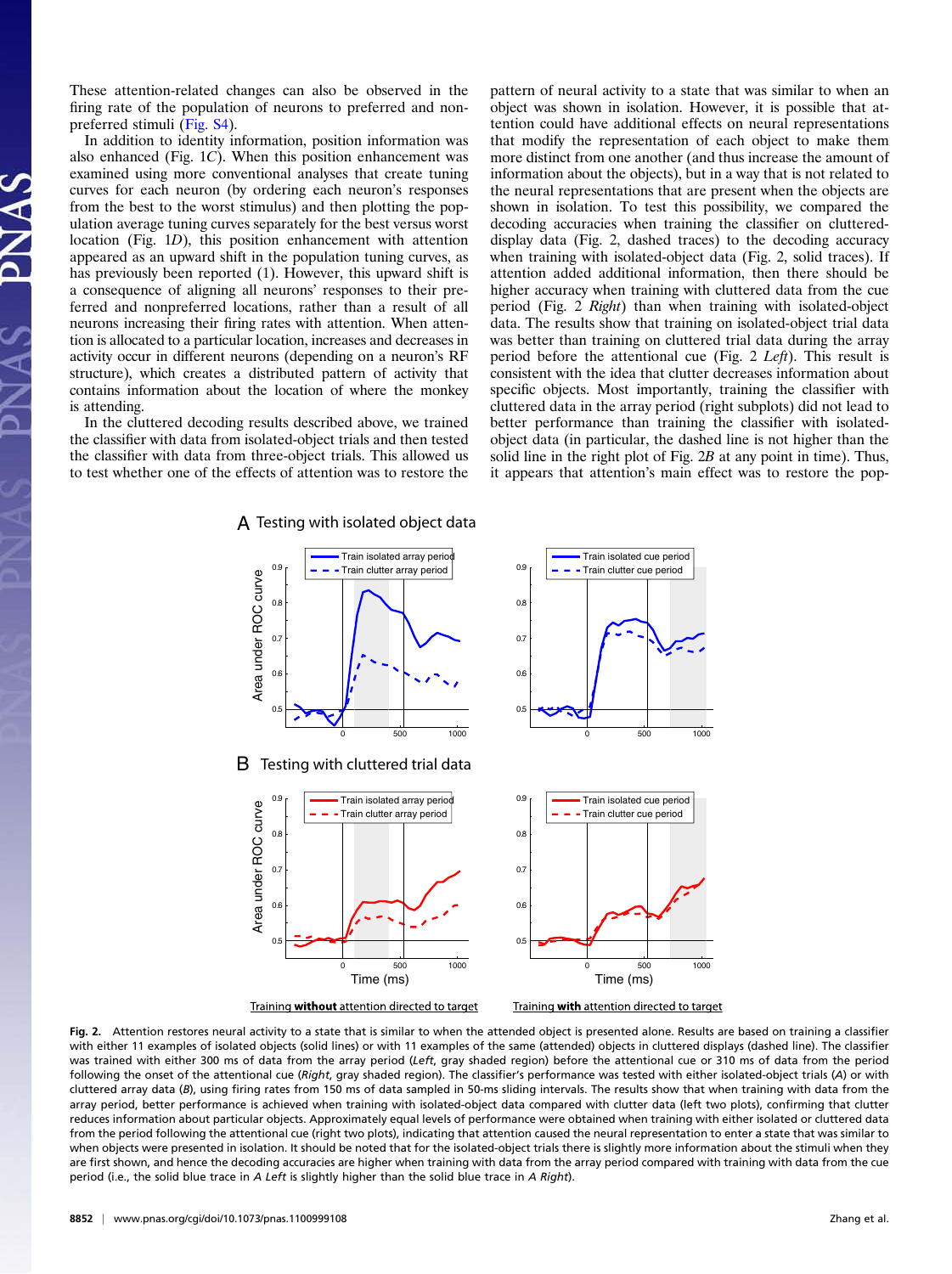These attention-related changes can also be observed in the firing rate of the population of neurons to preferred and nonpreferred stimuli (Fig. S4).

In addition to identity information, position information was also enhanced (Fig. 1*C*). When this position enhancement was examined using more conventional analyses that create tuning curves for each neuron (by ordering each neuron's responses from the best to the worst stimulus) and then plotting the population average tuning curves separately for the best versus worst location (Fig. 1*D*), this position enhancement with attention appeared as an upward shift in the population tuning curves, as has previously been reported (1). However, this upward shift is a consequence of aligning all neurons' responses to their preferred and nonpreferred locations, rather than a result of all neurons increasing their firing rates with attention. When attention is allocated to a particular location, increases and decreases in activity occur in different neurons (depending on a neuron's RF structure), which creates a distributed pattern of activity that contains information about the location of where the monkey is attending.

In the cluttered decoding results described above, we trained the classifier with data from isolated-object trials and then tested the classifier with data from three-object trials. This allowed us to test whether one of the effects of attention was to restore the pattern of neural activity to a state that was similar to when an object was shown in isolation. However, it is possible that attention could have additional effects on neural representations that modify the representation of each object to make them more distinct from one another (and thus increase the amount of information about the objects), but in a way that is not related to the neural representations that are present when the objects are shown in isolation. To test this possibility, we compared the decoding accuracies when training the classifier on cluttered-display data (Fig. 2, dashed traces) to the decoding accuracy when training with isolated-object data (Fig. 2, solid traces). If attention added additional information, then there should be higher accuracy when training with cluttered data from the cue period (Fig. 2 *Right*) than when training with isolated-object data. The results show that training on isolated-object trial data was better than training on cluttered trial data during the array period before the attentional cue (Fig. 2 *Left*). This result is consistent with the idea that clutter decreases information about specific objects. Most importantly, training the classifier with cluttered data in the array period (right subplots) did not lead to better performance than training the classifier with isolated-object data (in particular, the dashed line is not higher than the solid line in the right plot of Fig. 2*B* at any point in time). Thus, it appears that attention's main effect was to restore the pop-

**Fig. 2.** Attention restores neural activity to a state that is similar to when the attended object is presented alone. Results are based on training a classifier with either 11 examples of isolated objects (solid lines) or with 11 examples of the same (attended) objects in cluttered displays (dashed line). The classifier was trained with either 300 ms of data from the array period (*Left*, gray shaded region) before the attentional cue or 310 ms of data from the period following the onset of the attentional cue (*Right*, gray shaded region). The classifier's performance was tested with either isolated-object trials (*A*) or with cluttered array data (*B*), using firing rates from 150 ms of data sampled in 50-ms sliding intervals. The results show that when training with data from the array period, better performance is achieved when training with isolated-object data compared with clutter data (left two plots), confirming that clutter reduces information about particular objects. Approximately equal levels of performance were obtained when training with either isolated or cluttered data from the period following the attentional cue (right two plots), indicating that attention caused the neural representation to enter a state that was similar to when objects were presented in isolation. It should be noted that for the isolated-object trials there is slightly more information about the stimuli when they are first shown, and hence the decoding accuracies are higher when training with data from the array period compared with training with data from the cue period (i.e., the solid blue trace in *A Left* is slightly higher than the solid blue trace in *A Right*).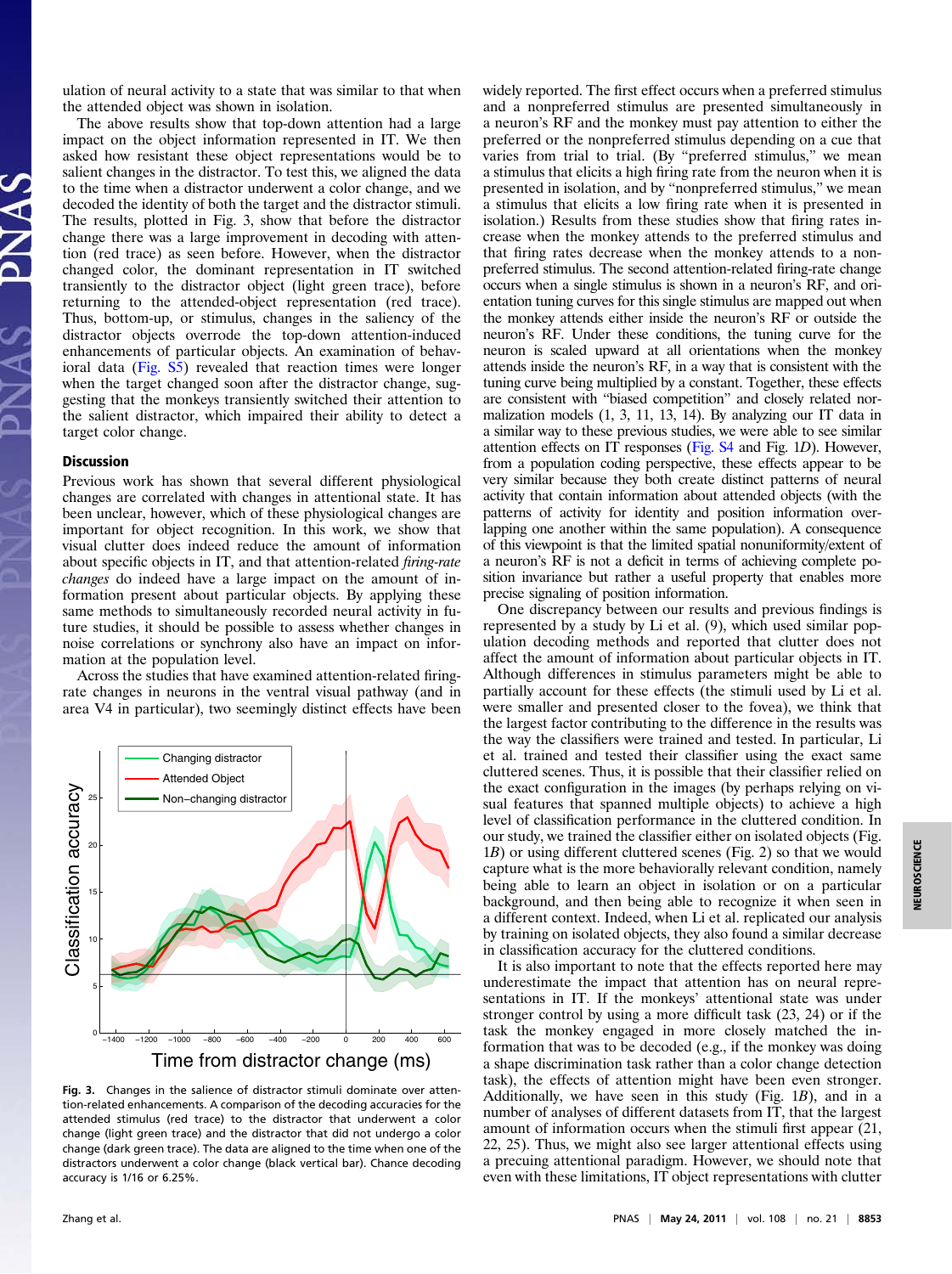ulation of neural activity to a state that was similar to that when the attended object was shown in isolation.

The above results show that top-down attention had a large impact on the object information represented in IT. We then asked how resistant these object representations would be to salient changes in the distractor. To test this, we aligned the data to the time when a distractor underwent a color change, and we decoded the identity of both the target and the distractor stimuli. The results, plotted in Fig. 3, show that before the distractor change there was a large improvement in decoding with attention (red trace) as seen before. However, when the distractor changed color, the dominant representation in IT switched transiently to the distractor object (light green trace), before returning to the attended-object representation (red trace). Thus, bottom-up, or stimulus, changes in the saliency of the distractor objects override the top-down attention-induced enhancements of particular objects. An examination of behavioral data (Fig. S5) revealed that reaction times were longer when the target changed soon after the distractor change, suggesting that the monkeys transiently switched their attention to the salient distractor, which impaired their ability to detect a target color change.

Fig. 3. Changes in the salience of distractor stimuli dominate over attention-related enhancements. A comparison of the decoding accuracies for the attended stimulus (red trace) to the distractor that underwent a color change (light green trace) and the distractor that did not undergo a color change (dark green trace). The data are aligned to the time when one of the distractors underwent a color change (black vertical bar). Chance decoding accuracy is 1/16 or 6.25%.

## Discussion

Previous work has shown that several different physiological changes are correlated with changes in attentional state. It has been unclear, however, which of these physiological changes are important for object recognition. In this work, we show that visual clutter does indeed reduce the amount of information about specific objects in IT, and that attention-related *firing-rate changes* do indeed have a large impact on the amount of information present about particular objects. By applying these same methods to simultaneously recorded neural activity in future studies, it should be possible to assess whether changes in noise correlations or synchrony also have an impact on information at the population level.

Across the studies that have examined attention-related firing-rate changes in neurons in the ventral visual pathway (and in area V4 in particular), two seemingly distinct effects have been widely reported. The first effect occurs when a preferred stimulus and a nonpreferred stimulus are presented simultaneously in a neuron's RF and the monkey must pay attention to either the preferred or the nonpreferred stimulus depending on a cue that varies from trial to trial. (By "preferred stimulus," we mean a stimulus that elicits a high firing rate from the neuron when it is presented in isolation, and by "nonpreferred stimulus," we mean a stimulus that elicits a low firing rate when it is presented in isolation.) Results from these studies show that firing rates increase when the monkey attends to the preferred stimulus and that firing rates decrease when the monkey attends to a nonpreferred stimulus. The second attention-related firing-rate change occurs when a single stimulus is shown in a neuron's RF, and orientation tuning curves for this single stimulus are mapped out when the monkey attends either inside the neuron's RF or outside the neuron's RF. Under these conditions, the tuning curve for the neuron is scaled upward at all orientations when the monkey attends inside the neuron's RF, in a way that is consistent with the tuning curve being multiplied by a constant. Together, these effects are consistent with "biased competition" and closely related normalization models (1, 3, 11, 13, 14). By analyzing our IT data in a similar way to these previous studies, we were able to see similar attention effects on IT responses (Fig. S4 and Fig. 1*D*). However, from a population coding perspective, these effects appear to be very similar because they both create distinct patterns of neural activity that contain information about attended objects (with the patterns of activity for identity and position information overlapping one another within the same population). A consequence of this viewpoint is that the limited spatial nonuniformity/extent of a neuron's RF is not a deficit in terms of achieving complete position invariance but rather a useful property that enables more precise signaling of position information.

One discrepancy between our results and previous findings is represented by a study by Li et al. (9), which used similar population decoding methods and reported that clutter does not affect the amount of information about particular objects in IT. Although differences in stimulus parameters might be able to partially account for these effects (the stimuli used by Li et al. were smaller and presented closer to the fovea), we think that the largest factor contributing to the difference in the results was the way the classifiers were trained and tested. In particular, Li et al. trained and tested their classifier using the exact same cluttered scenes. Thus, it is possible that their classifier relied on the exact configuration in the images (by perhaps relying on visual features that spanned multiple objects) to achieve a high level of classification performance in the cluttered condition. In our study, we trained the classifier either on isolated objects (Fig. 1*B*) or using different cluttered scenes (Fig. 2) so that we would capture what is the more behaviorally relevant condition, namely being able to learn an object in isolation or on a particular background, and then being able to recognize it when seen in a different context. Indeed, when Li et al. replicated our analysis by training on isolated objects, they also found a similar decrease in classification accuracy for the cluttered conditions.

It is also important to note that the effects reported here may underestimate the impact that attention has on neural representations in IT. If the monkeys' attentional state was under stronger control by using a more difficult task (23, 24) or if the task the monkey engaged in more closely matched the information that was to be decoded (e.g., if the monkey was doing a shape discrimination task rather than a color change detection task), the effects of attention might have been even stronger. Additionally, as we have seen in this study (Fig. 1*B*), and in a number of analyses of different datasets from IT, that the largest amount of information occurs when the stimuli first appear (21, 22, 25). Thus, we might also see larger attentional effects using a precuing attentional paradigm. However, we should note that even with these limitations, IT object representations with clutter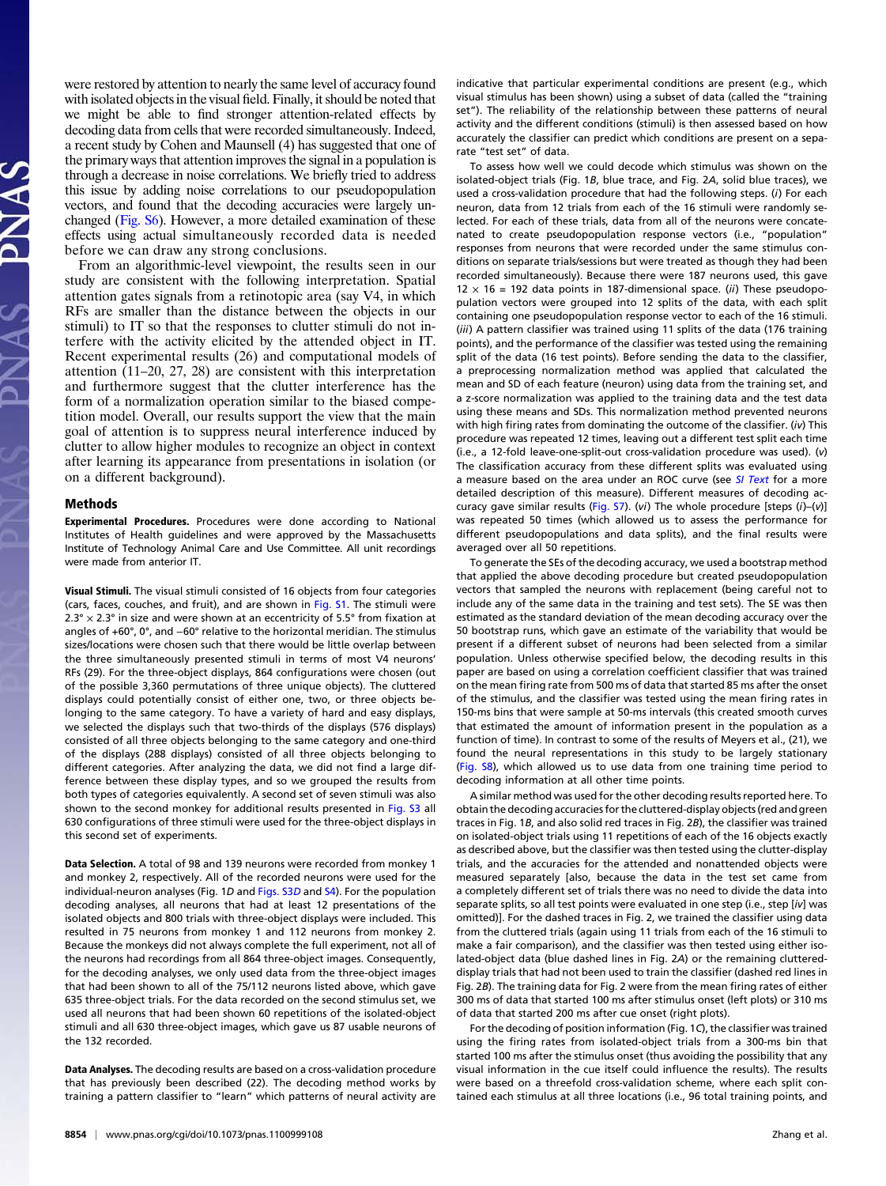were restored by attention to nearly the same level of accuracy found with isolated objects in the visual field. Finally, it should be noted that we might be able to find stronger attention-related effects by decoding data from cells that were recorded simultaneously. Indeed, a recent study by Cohen and Maunsell (4) has suggested that one of the primary ways that attention improves the signal in a population is through a decrease in noise correlations. We briefly tried to address this issue by adding noise correlations to our pseudopopulation vectors, and found that the decoding accuracies were largely unchanged (Fig. S6). However, a more detailed examination of these effects using actual simultaneously recorded data is needed before we can draw any strong conclusions.

From an algorithmic-level viewpoint, the results seen in our study are consistent with the following interpretation. Spatial attention gates signals from a retinotopic area (say V4, in which RFs are smaller than the distance between the objects in our stimuli) to IT so that the responses to clutter stimuli do not interfere with the activity elicited by the attended object in IT. Recent experimental results (26) and computational models of attention (11–20, 27, 28) are consistent with this interpretation and furthermore suggest that the clutter interference has the form of a normalization operation similar to the biased competition model. Overall, our results support the view that the main goal of attention is to suppress neural interference induced by clutter to allow higher modules to recognize an object in context after learning its appearance from presentations in isolation (or on a different background).

## Methods

**Experimental Procedures.** Procedures were done according to National Institutes of Health guidelines and were approved by the Massachusetts Institute of Technology Animal Care and Use Committee. All unit recordings were made from anterior IT.

**Visual Stimuli.** The visual stimuli consisted of 16 objects from four categories (cars, faces, couches, and fruit), and are shown in Fig. S1. The stimuli were 2.3° × 2.3° in size and were shown at an eccentricity of 5.5° from fixation at angles of +60°, 0°, and −60° relative to the horizontal meridian. The stimulus sizes/locations were chosen such that there would be little overlap between the three simultaneously presented stimuli in terms of most V4 neurons' RFs (29). For the three-object displays, 864 configurations were chosen (out of the possible 3,360 permutations of three unique objects). The cluttered displays could potentially consist of either one, two, or three objects belonging to the same category. To have a variety of hard and easy displays, we selected the displays such that two-thirds of the displays (576 displays) consisted of all three objects belonging to the same category and one-third of the displays (288 displays) consisted of all three objects belonging to different categories. After analyzing the data, we did not find a large difference between these display types, and so we grouped the results from both types of categories equivalently. A second set of seven stimuli was also shown to the second monkey for additional results presented in Fig. S3 all 630 configurations of three stimuli were used for the three-object displays in this second set of experiments.

**Data Selection.** A total of 98 and 139 neurons were recorded from monkey 1 and monkey 2, respectively. All of the recorded neurons were used for the individual-neuron analyses (Fig. 1*D* and Figs. S3*D* and S4). For the population decoding analyses, all neurons that had at least 12 presentations of the isolated objects and 800 trials with three-object displays were included. This resulted in 75 neurons from monkey 1 and 112 neurons from monkey 2. Because the monkeys did not always complete the full experiment, not all of the neurons had recordings from all 864 three-object images. Consequently, for the decoding analyses, we only used data from the three-object images that had been shown to all of the 75/112 neurons listed above, which gave 635 three-object trials. For the data recorded on the second stimulus set, we used all neurons that had been shown 60 repetitions of the isolated-object stimuli and all 630 three-object images, which gave us 87 usable neurons of the 132 recorded.

**Data Analyses.** The decoding results are based on a cross-validation procedure that has previously been described (22). The decoding method works by training a pattern classifier to "learn" which patterns of neural activity are indicative that particular experimental conditions are present (e.g., which visual stimulus has been shown) using a subset of data (called the "training set"). The reliability of the relationship between these patterns of neural activity and the different conditions (stimuli) is then assessed based on how accurately the classifier can predict which conditions are present on a separate "test set" of data.

To assess how well we could decode which stimulus was shown on the isolated-object trials (Fig. 1*B*, blue trace, and Fig. 2*A*, solid blue traces), we used a cross-validation procedure that had the following steps. (*i*) For each neuron, data from 12 trials from each of the 16 stimuli were randomly selected. For each of these trials, data from all of the neurons were concatenated to create pseudopopulation response vectors (i.e., "population" responses from neurons that were recorded under the same stimulus conditions on separate trials/sessions but were treated as though they had been recorded simultaneously). Because there were 187 neurons used, this gave 12 × 16 = 192 data points in 187-dimensional space. (*ii*) These pseudopopulation vectors were grouped into 12 splits of the data, with each split containing one pseudopopulation response vector to each of the 16 stimuli. (*iii*) A pattern classifier was trained using 11 splits of the data (176 training points), and the performance of the classifier was tested using the remaining split of the data (16 test points). Before sending the data to the classifier, a preprocessing normalization method was applied that calculated the mean and SD of each feature (neuron) using data from the training set, and a z-score normalization was applied to the training data and the test data using these means and SDs. This normalization method prevented neurons with high firing rates from dominating the outcome of the classifier. (*iv*) This procedure was repeated 12 times, leaving out a different test split each time (i.e., a 12-fold leave-one-split-out cross-validation procedure was used). (*v*) The classification accuracy from these different splits was evaluated using a measure based on the area under an ROC curve (see *SI Text* for a more detailed description of this measure). Different measures of decoding accuracy gave similar results (Fig. S7). (*vi*) The whole procedure [steps (*i*)–(*v*)] was repeated 50 times (which allowed us to assess the performance for different pseudopopulations and data splits), and the final results were averaged over all 50 repetitions.

To generate the SEs of the decoding accuracy, we used a bootstrap method that applied the above decoding procedure but created pseudopopulation vectors that sampled the neurons with replacement (being careful not to include any of the same data in the training and test sets). The SE was then estimated as the standard deviation of the mean decoding accuracy over the 50 bootstrap runs, which gave an estimate of the variability that would be present if a different subset of neurons had been selected from a similar population. Unless otherwise specified below, the decoding results in this paper are based on using a correlation coefficient classifier that was trained on the mean firing rate from 500 ms of data that started 85 ms after the onset of the stimulus, and the classifier was tested using the mean firing rates in 150-ms bins that were sample at 50-ms intervals (this created smooth curves that estimated the amount of information present in the population as a function of time). In contrast to some of the results of Meyers et al., (21), we found the neural representations in this study to be largely stationary (Fig. S8), which allowed us to use data from one training time period to decoding information at all other time points.

A similar method was used for the other decoding results reported here. To obtain the decoding accuracies for the cluttered-display objects (red and green traces in Fig. 1*B*, and also solid red traces in Fig. 2*B*), the classifier was trained on isolated-object trials using 11 repetitions of each of the 16 objects exactly as described above, but the classifier was then tested using the clutter-display trials, and the accuracies for the attended and nonattended objects were measured separately [also, because the data in the test set came from a completely different set of trials there was no need to divide the data into separate splits, so all test points were evaluated in one step (i.e., step [*iv*] was omitted)]. For the dashed traces in Fig. 2, we trained the classifier using data from the cluttered trials (again using 11 trials from each of the 16 stimuli to make a fair comparison), and the classifier was then tested using either isolated-object data (blue dashed lines in Fig. 2*A*) or the remaining cluttered-display trials that had not been used to train the classifier (dashed red lines in Fig. 2*B*). The training data for Fig. 2 were from the mean firing rates of either 300 ms of data that started 100 ms after stimulus onset (left plots) or 310 ms of data that started 200 ms after cue onset (right plots).

For the decoding of position information (Fig. 1*C*), the classifier was trained using the firing rates from isolated-object trials from a 300-ms bin that started 100 ms after the stimulus onset (thus avoiding the possibility that any visual information in the cue itself could influence the results). The results were based on a threefold cross-validation scheme, where each split contained each stimulus at all three locations (i.e., 96 total training points, and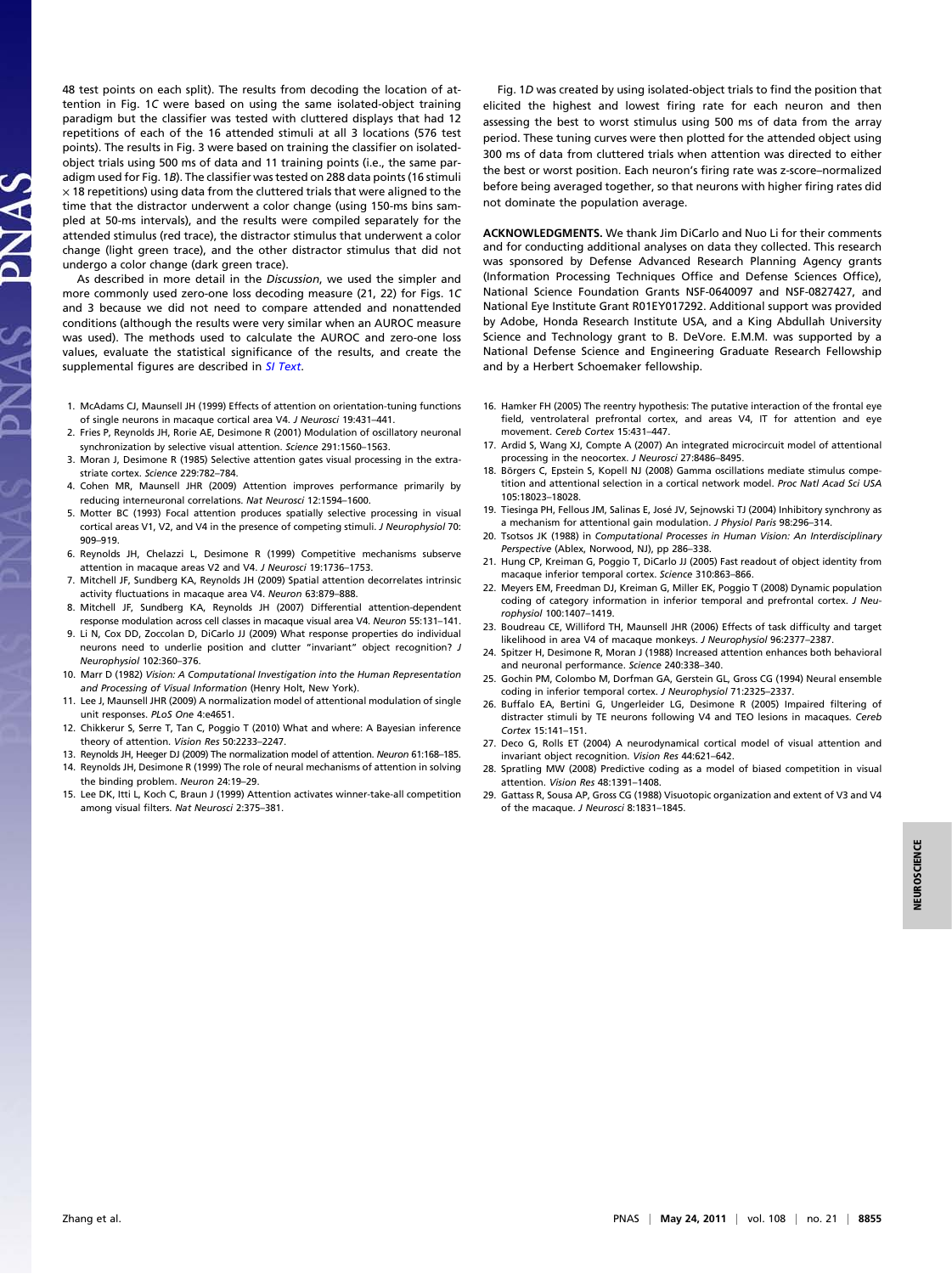48 test points on each split). The results from decoding the location of attention in Fig. 1*C* were based on using the same isolated-object training paradigm but the classifier was tested with cluttered displays that had 12 repetitions of each of the 16 attended stimuli at all 3 locations (576 test points). The results in Fig. 3 were based on training the classifier on isolated-object trials using 500 ms of data and 11 training points (i.e., the same paradigm used for Fig. 1*B*). The classifier was tested on 288 data points (16 stimuli $\times$ 18 repetitions) using data from the cluttered trials that were aligned to the time that the distractor underwent a color change (using 150-ms bins sampled at 50-ms intervals), and the results were compiled separately for the attended stimulus (red trace), the distractor stimulus that underwent a color change (light green trace), and the other distractor stimulus that did not undergo a color change (dark green trace).

As described in more detail in the *Discussion*, we used the simpler and more commonly used zero-one loss decoding measure (21, 22) for Figs. 1*C* and 3 because we did not need to compare attended and nonattended conditions (although the results were very similar when an AUROC measure was used). The methods used to calculate the AUROC and zero-one loss values, evaluate the statistical significance of the results, and create the supplemental figures are described in *SI Text*.

Fig. 1*D* was created by using isolated-object trials to find the position that elicited the highest and lowest firing rate for each neuron and then assessing the best to worst stimulus using 500 ms of data from the array period. These tuning curves were then plotted for the attended object using 300 ms of data from cluttered trials when attention was directed to either the best or worst position. Each neuron's firing rate was z-score–normalized before being averaged together, so that neurons with higher firing rates did not dominate the population average.

**ACKNOWLEDGMENTS.** We thank Jim DiCarlo and Nuo Li for their comments and for conducting additional analyses on data they collected. This research was sponsored by Defense Advanced Research Planning Agency grants (Information Processing Techniques Office and Defense Sciences Office), National Science Foundation Grants NSF-0640097 and NSF-0827427, and National Eye Institute Grant R01EY017292. Additional support was provided by Adobe, Honda Research Institute USA, and a King Abdullah University Science and Technology grant to B. DeVore. E.M.M. was supported by a National Defense Science and Engineering Graduate Research Fellowship and by a Herbert Schoemaker fellowship.

1. McAdams CJ, Maunsell JH (1999) Effects of attention on orientation-tuning functions of single neurons in macaque cortical area V4. *J Neurosci* 19:431–441.
2. Fries P, Reynolds JH, Rorie AE, Desimone R (2001) Modulation of oscillatory neuronal synchronization by selective visual attention. *Science* 291:1560–1563.
3. Moran J, Desimone R (1985) Selective attention gates visual processing in the extrastriate cortex. *Science* 229:782–784.
4. Cohen MR, Maunsell JHR (2009) Attention improves performance primarily by reducing interneuronal correlations. *Nat Neurosci* 12:1594–1600.
5. Motter BC (1993) Focal attention produces spatially selective processing in visual cortical areas V1, V2, and V4 in the presence of competing stimuli. *J Neurophysiol* 70: 909–919.
6. Reynolds JH, Chelazzi L, Desimone R (1999) Competitive mechanisms subserve attention in macaque areas V2 and V4. *J Neurosci* 19:1736–1753.
7. Mitchell JF, Sundberg KA, Reynolds JH (2009) Spatial attention decorrelates intrinsic activity fluctuations in macaque area V4. *Neuron* 63:879–888.
8. Mitchell JF, Sundberg KA, Reynolds JH (2007) Differential attention-dependent response modulation across cell classes in macaque visual area V4. *Neuron* 55:131–141.
9. Li N, Cox DD, Zoccolan D, DiCarlo JJ (2009) What response properties do individual neurons need to underlie position and clutter "invariant" object recognition? *J Neurophysiol* 102:360–376.
10. Marr D (1982) *Vision: A Computational Investigation into the Human Representation and Processing of Visual Information* (Henry Holt, New York).
11. Lee J, Maunsell JHR (2009) A normalization model of attentional modulation of single unit responses. *PLoS One* 4:e4651.
12. Chikkerur S, Serre T, Tan C, Poggio T (2010) What and where: A Bayesian inference theory of attention. *Vision Res* 50:2233–2247.
13. Reynolds JH, Heeger DJ (2009) The normalization model of attention. *Neuron* 61:168–185.
14. Reynolds JH, Desimone R (1999) The role of neural mechanisms of attention in solving the binding problem. *Neuron* 24:19–29.
15. Lee DK, Itti L, Koch C, Braun J (1999) Attention activates winner-take-all competition among visual filters. *Nat Neurosci* 2:375–381.
16. Hamker FH (2005) The reentry hypothesis: The putative interaction of the frontal eye field, ventrolateral prefrontal cortex, and areas V4, IT for attention and eye movement. *Cereb Cortex* 15:431–447.
17. Ardid S, Wang XJ, Compte A (2007) An integrated microcircuit model of attentional processing in the neocortex. *J Neurosci* 27:8486–8495.
18. Börgers C, Epstein S, Kopell NJ (2008) Gamma oscillations mediate stimulus competition and attentional selection in a cortical network model. *Proc Natl Acad Sci USA* 105:18023–18028.
19. Tiesinga PH, Fellous JM, Salinas E, José JV, Sejnowski TJ (2004) Inhibitory synchrony as a mechanism for attentional gain modulation. *J Physiol Paris* 98:296–314.
20. Tsotsos JK (1988) in *Computational Processes in Human Vision: An Interdisciplinary Perspective* (Ablex, Norwood, NJ), pp 286–338.
21. Hung CP, Kreiman G, Poggio T, DiCarlo JJ (2005) Fast readout of object identity from macaque inferior temporal cortex. *Science* 310:863–866.
22. Meyers EM, Freedman DJ, Kreiman G, Miller EK, Poggio T (2008) Dynamic population coding of category information in inferior temporal and prefrontal cortex. *J Neurophysiol* 100:1407–1419.
23. Boudreau CE, Williford TH, Maunsell JHR (2006) Effects of task difficulty and target likelihood in area V4 of macaque monkeys. *J Neurophysiol* 96:2377–2387.
24. Spitzer H, Desimone R, Moran J (1988) Increased attention enhances both behavioral and neuronal performance. *Science* 240:338–340.
25. Gochin PM, Colombo M, Dorfman GA, Gerstein GL, Gross CG (1994) Neural ensemble coding in inferior temporal cortex. *J Neurophysiol* 71:2325–2337.
26. Buffalo EA, Bertini G, Ungerleider LG, Desimone R (2005) Impaired filtering of distracter stimuli by TE neurons following V4 and TEO lesions in macaques. *Cereb Cortex* 15:141–151.
27. Deco G, Rolls ET (2004) A neurodynamical cortical model of visual attention and invariant object recognition. *Vision Res* 44:621–642.
28. Spratling MW (2008) Predictive coding as a model of biased competition in visual attention. *Vision Res* 48:1391–1408.
29. Gattass R, Sousa AP, Gross CG (1988) Visuotopic organization and extent of V3 and V4 of the macaque. *J Neurosci* 8:1831–1845.